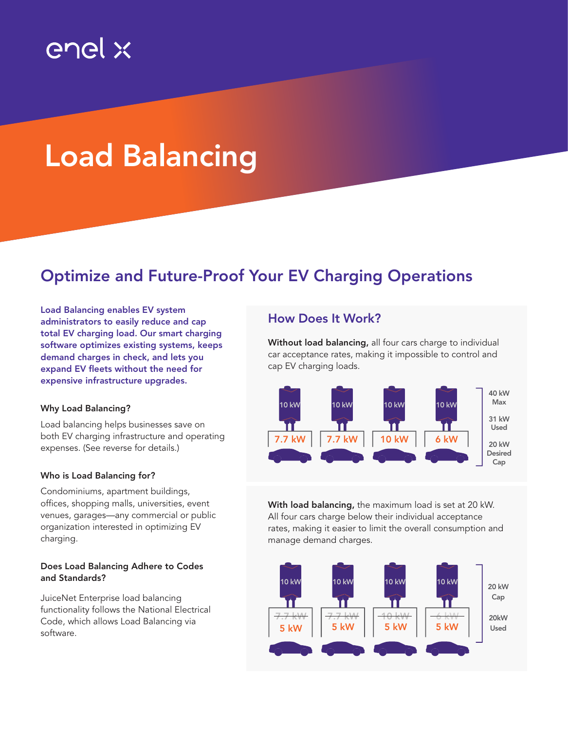# Load Balancing

## Optimize and Future-Proof Your EV Charging Operations

**Load Balancing enables EV system administrators to easily reduce and cap total EV charging load. Our smart charging software optimizes existing systems, keeps demand charges in check, and lets you expand EV fleets without the need for expensive infrastructure upgrades.**

### Why Load Balancing?

Load balancing helps businesses save on both EV charging infrastructure and operating expenses. (See reverse for details.)

### Who is Load Balancing for?

Condominiums, apartment buildings, offices, shopping malls, universities, event venues, garages—any commercial or public organization interested in optimizing EV charging.

### Does Load Balancing Adhere to Codes and Standards?

JuiceNet Enterprise load balancing functionality follows the National Electrical Code, which allows Load Balancing via software.

### How Does It Work?

**Without load balancing,** all four cars charge to individual car acceptance rates, making it impossible to control and cap EV charging loads.

| Charger | 10 kW | 10 kW | 10 kW | 10 kW |
|---|---|---|---|---|
| Car | 7.7 kW | 7.7 kW | 10 kW | 6 kW |

40 kW Max
31 kW Used
20 kW Desired Cap

**With load balancing,** the maximum load is set at 20 kW. All four cars charge below their individual acceptance rates, making it easier to limit the overall consumption and manage demand charges.

| Charger | 10 kW | 10 kW | 10 kW | 10 kW |
|---|---|---|---|---|
| Car | ~~7.7 kW~~ 5 kW | ~~7.7 kW~~ 5 kW | ~~10 kW~~ 5 kW | ~~6 kW~~ 5 kW |

20 kW Cap
20kW Used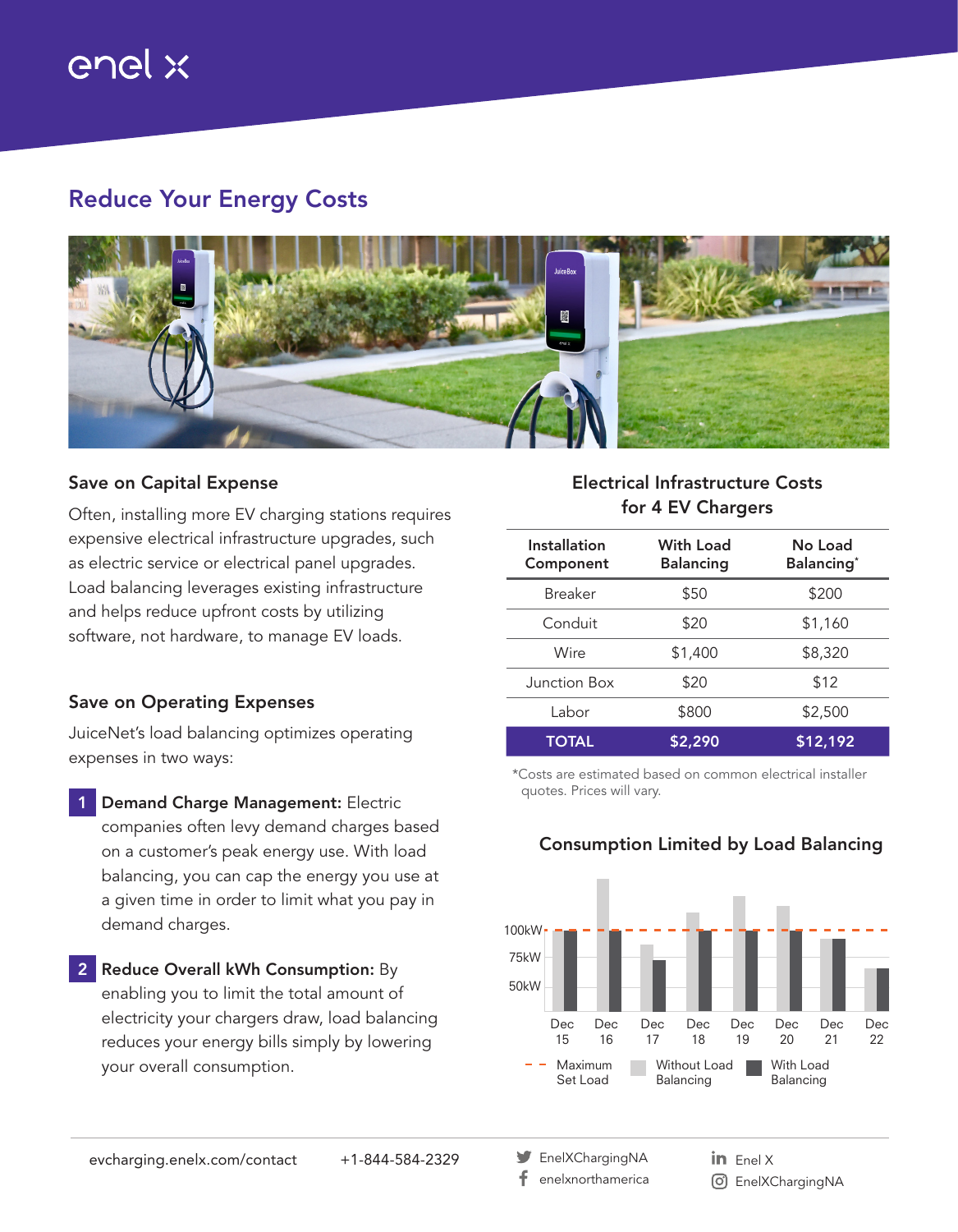## Reduce Your Energy Costs

### Save on Capital Expense

Often, installing more EV charging stations requires expensive electrical infrastructure upgrades, such as electric service or electrical panel upgrades. Load balancing leverages existing infrastructure and helps reduce upfront costs by utilizing software, not hardware, to manage EV loads.

### Save on Operating Expenses

JuiceNet's load balancing optimizes operating expenses in two ways:

1. **Demand Charge Management:** Electric companies often levy demand charges based on a customer's peak energy use. With load balancing, you can cap the energy you use at a given time in order to limit what you pay in demand charges.

2. **Reduce Overall kWh Consumption:** By enabling you to limit the total amount of electricity your chargers draw, load balancing reduces your energy bills simply by lowering your overall consumption.

### Electrical Infrastructure Costs for 4 EV Chargers

| Installation Component | With Load Balancing | No Load Balancing* |
|---|---|---|
| Breaker | $50 | $200 |
| Conduit | $20 | $1,160 |
| Wire | $1,400 | $8,320 |
| Junction Box | $20 | $12 |
| Labor | $800 | $2,500 |
| **TOTAL** | **$2,290** | **$12,192** |

*Costs are estimated based on common electrical installer quotes. Prices will vary.

### Consumption Limited by Load Balancing

100kW
75kW
50kW

Dec 15, Dec 16, Dec 17, Dec 18, Dec 19, Dec 20, Dec 21, Dec 22

Maximum Set Load
Without Load Balancing
With Load Balancing

evcharging.enelx.com/contact | +1-844-584-2329 | EnelXChargingNA | enelxnorthamerica | Enel X | EnelXChargingNA